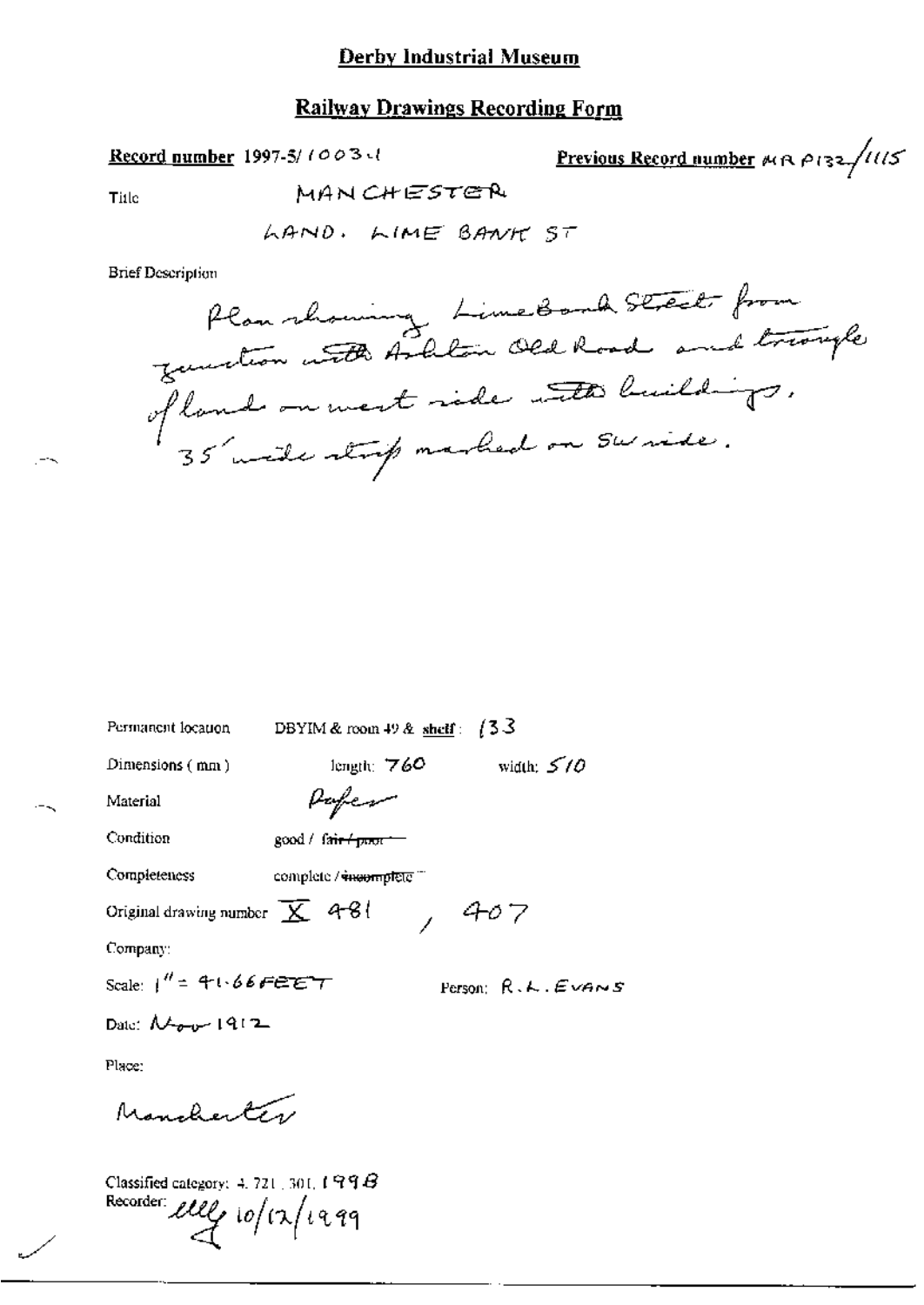# Derby Industrial Museum

## Railway Drawings Recording Form

**Record number** 1997-5/1003.1

**Previous Record number** MR P132/1115

Title MANCHESTER

LAND. LIME BANK ST

Brief Description

Plan showing Lime Bank Street from junction with Ashton Old Road and triangle of land on west side with buildings. 35' wide strip marked on SW side.

Permanent location DBYIM & room 49 & shelf: 133

Dimensions (mm) length: 760 width: 510

Material Paper

Condition good / ~~fair / poor~~

Completeness complete / ~~incomplete~~

Original drawing number X 481 , 407

Company:

Scale: 1" = 41.66 FEET

Person: R.L. EVANS

Date: Nov 1912

Place:

Manchester

Classified category: 4.721.301.199B

Recorder: lllg 10/12/1999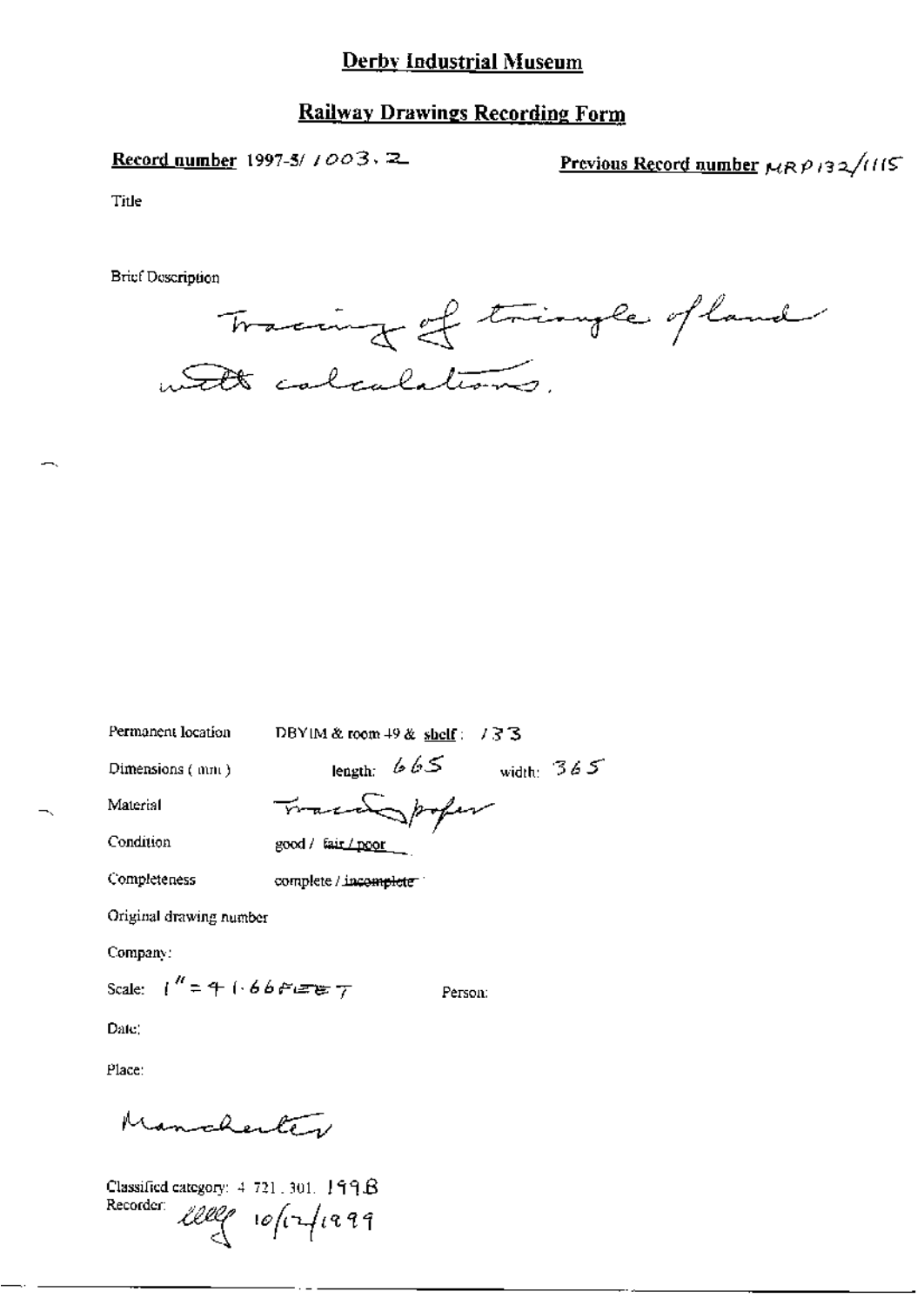# Derby Industrial Museum

## Railway Drawings Recording Form

**Record number** 1997-5/ 1003. 2

**Previous Record number** MRP132/1115

Title

Brief Description

Tracing of triangle of land with calculations.

Permanent location DBYIM & room 49 & shelf: 133

Dimensions (mm) length: 665 width: 365

Material Tracing paper

Condition good / fair / poor

Completeness complete / ~~incomplete~~

Original drawing number

Company:

Scale: 1" = 41.66 FEET

Person:

Date:

Place:

Manchester

Classified category: 4. 721. 301. 199.B

Recorder: [signature] 10/12/1999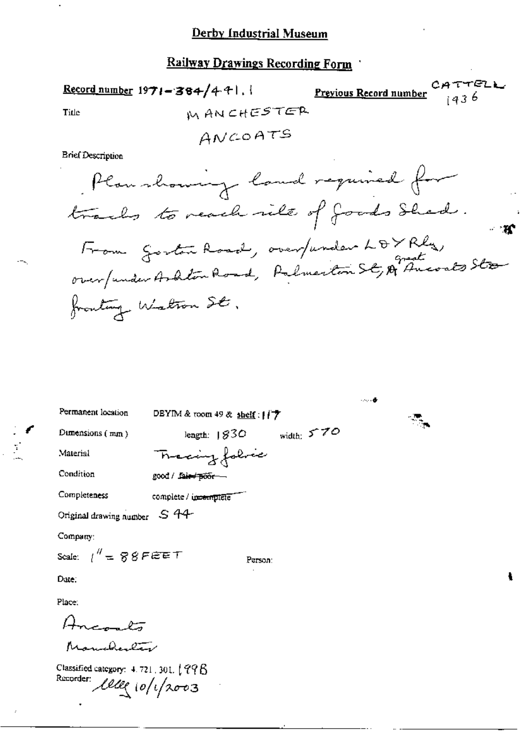## Derby Industrial Museum

## Railway Drawings Recording Form

**Record number** 1971-384/441.1

**Previous Record number** CATTELL 1436

Title

MANCHESTER

ANCOATS

Brief Description

Plan showing land required for tracks to reach site of Goods Shed. From Gorton Road, over/under L&Y Rly, over/under Ashton Road, Palmerston St, & Great Ancoats Sts fronting Walton St.

Permanent location DBYIM & room 49 & shelf: 117

Dimensions (mm) length: 1830 width: 570

Material Tracing fabric

Condition good / ~~fair / poor~~

Completeness complete / ~~incomplete~~

Original drawing number S 44

Company:

Scale: 1" = 88 FEET Person:

Date:

Place:

Ancoats

Manchester

Classified category: 4.721.301.1998

Recorder: lllly 10/1/2003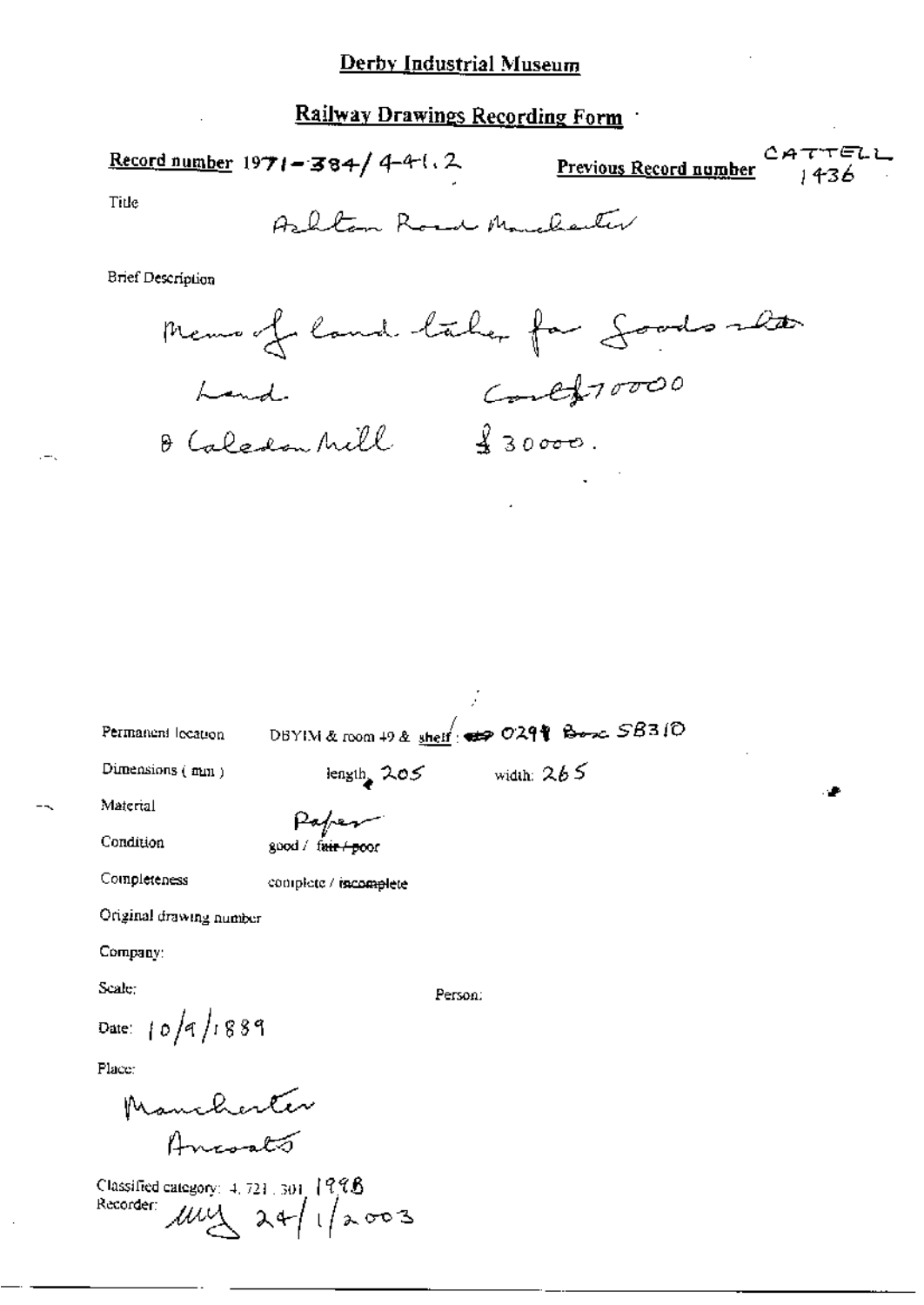# Derby Industrial Museum

## Railway Drawings Recording Form

**Record number** 1971-384/441.2 **Previous Record number** CATTELL 1436

Title

Ashton Road Manchester

Brief Description

Memo of land taken for Goods stn

Land Cost £10000

& Caledon Mill £30000.

Permanent location DBYIM & room 49 & shelf: 0291 Box SB310

Dimensions (mm) length 205 width: 265

Material Paper

Condition good / ~~fair / poor~~

Completeness complete / ~~incomplete~~

Original drawing number

Company:

Scale: Person:

Date: 10/9/1889

Place:

Manchester

Ancoats

Classified category: 4.721.301 1998

Recorder: mly 24/1/2003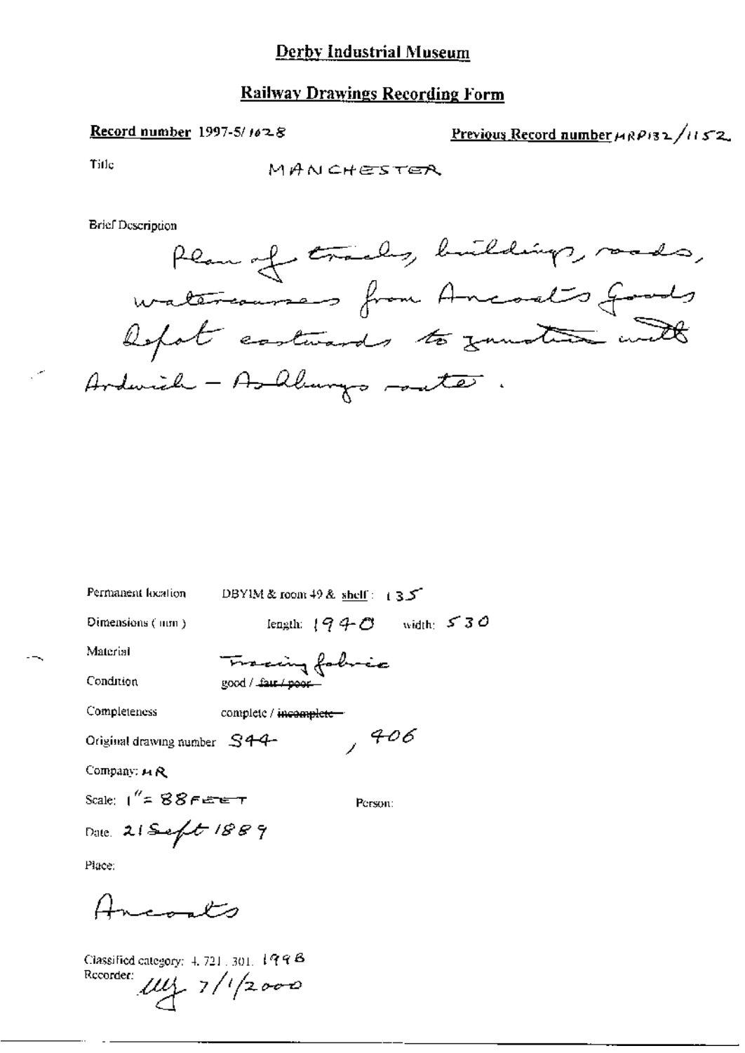# Derby Industrial Museum

## Railway Drawings Recording Form

**Record number** 1997-5/1628

**Previous Record number** MRP132/1152

Title MANCHESTER

Brief Description

Plan of tracks, buildings, roads, watercourses from Ancoats Goods Depot eastwards to junction with Ardwick - Ashburys route.

Permanent location DBYIM & room 49 & shelf: 135

Dimensions (mm) length: 1940 width: 530

Material Tracing fabric

Condition good / ~~fair / poor~~

Completeness complete / ~~incomplete~~

Original drawing number S44-, 406

Company: MR

Scale: 1" = 88 FEET

Person:

Date. 21 Sept 1889

Place:

Ancoats

Classified category: 4.721.301. 199B

Recorder: [initials] 7/1/2000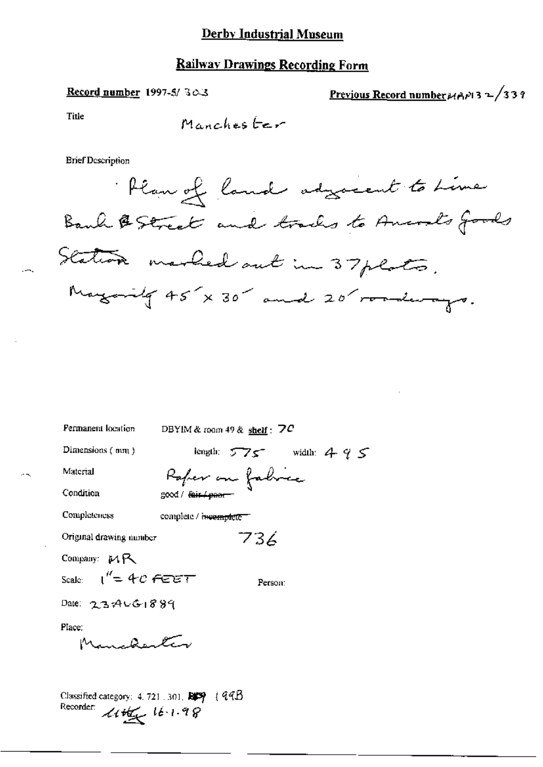# Derby Industrial Museum

## Railway Drawings Recording Form

**Record number** 1997-5/ 303

**Previous Record number** MAP132/339

Title

Manchester

Brief Description

Plan of land adjacent to Lime Bank ~~B~~ Street and tracks to Ancoats Goods Station marked out in 37 plots. Majority 45' x 30' and 20' roadways.

Permanent location: DBYIM & room 49 & shelf: 70

Dimensions (mm): length: 575 width: 495

Material: Paper on fabric

Condition: good / ~~fair / poor~~

Completeness: complete / ~~incomplete~~

Original drawing number: 736

Company: MR

Scale: 1" = 40 FEET

Person:

Date: 23 AUG 1889

Place:

Manchester

Classified category: 4.721.301. ~~B~~ 1998

Recorder: [signature] 16.1.98